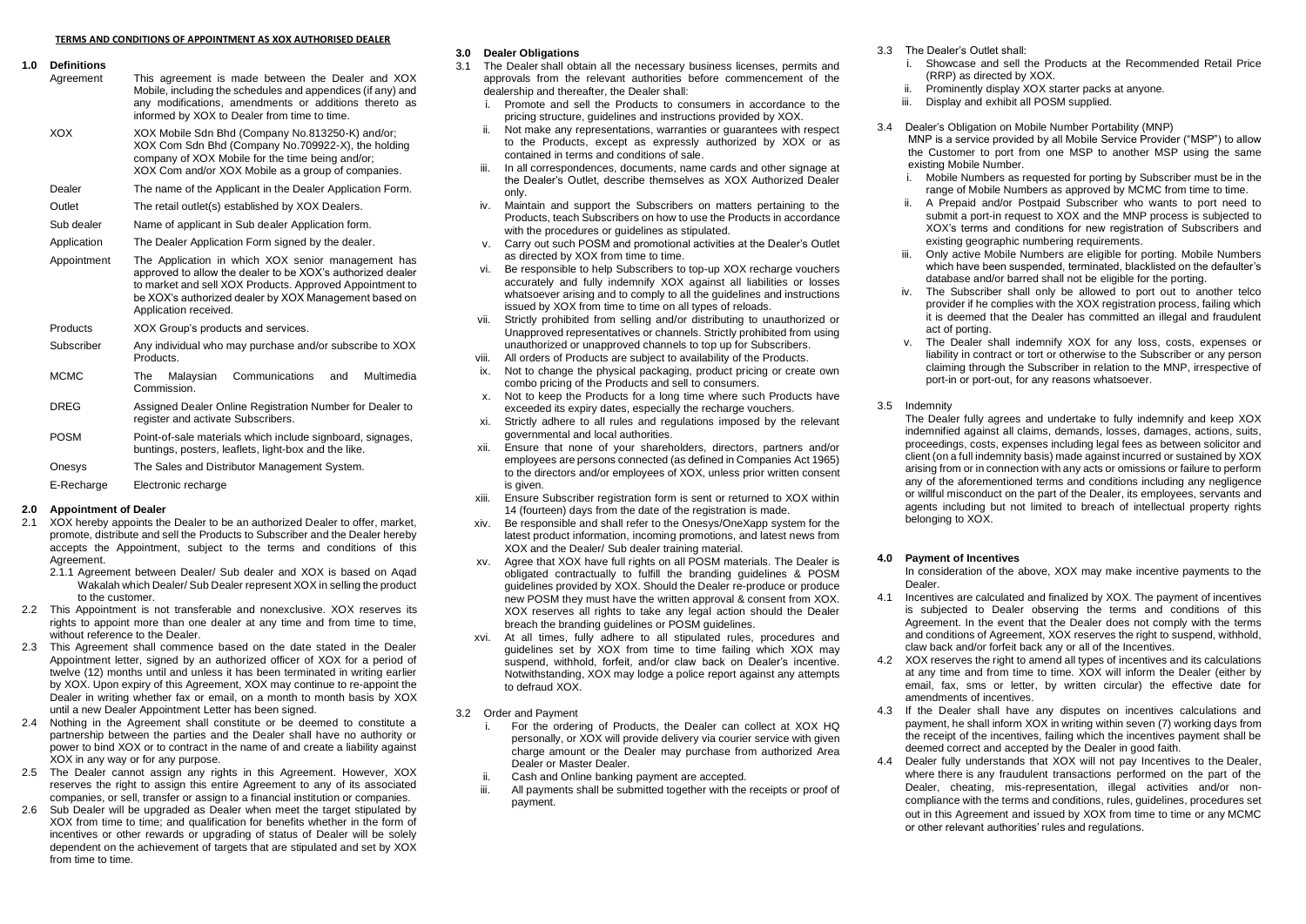**TERMS AND CONDITIONS OF APPOINTMENT AS XOX AUTHORISED DEALER**

## 1.0 Definitions

| Term | Definition |
|---|---|
| Agreement | This agreement is made between the Dealer and XOX Mobile, including the schedules and appendices (if any) and any modifications, amendments or additions thereto as informed by XOX to Dealer from time to time. |
| XOX | XOX Mobile Sdn Bhd (Company No.813250-K) and/or; XOX Com Sdn Bhd (Company No.709922-X), the holding company of XOX Mobile for the time being and/or; XOX Com and/or XOX Mobile as a group of companies. |
| Dealer | The name of the Applicant in the Dealer Application Form. |
| Outlet | The retail outlet(s) established by XOX Dealers. |
| Sub dealer | Name of applicant in Sub dealer Application form. |
| Application | The Dealer Application Form signed by the dealer. |
| Appointment | The Application in which XOX senior management has approved to allow the dealer to be XOX's authorized dealer to market and sell XOX Products. Approved Appointment to be XOX's authorized dealer by XOX Management based on Application received. |
| Products | XOX Group's products and services. |
| Subscriber | Any individual who may purchase and/or subscribe to XOX Products. |
| MCMC | The Malaysian Communications and Multimedia Commission. |
| DREG | Assigned Dealer Online Registration Number for Dealer to register and activate Subscribers. |
| POSM | Point-of-sale materials which include signboard, signages, buntings, posters, leaflets, light-box and the like. |
| Onesys | The Sales and Distributor Management System. |
| E-Recharge | Electronic recharge |

## 2.0 Appointment of Dealer

2.1 XOX hereby appoints the Dealer to be an authorized Dealer to offer, market, promote, distribute and sell the Products to Subscriber and the Dealer hereby accepts the Appointment, subject to the terms and conditions of this Agreement.

2.1.1 Agreement between Dealer/ Sub dealer and XOX is based on Aqad Wakalah which Dealer/ Sub Dealer represent XOX in selling the product to the customer.

2.2 This Appointment is not transferable and nonexclusive. XOX reserves its rights to appoint more than one dealer at any time and from time to time, without reference to the Dealer.

2.3 This Agreement shall commence based on the date stated in the Dealer Appointment letter, signed by an authorized officer of XOX for a period of twelve (12) months until and unless it has been terminated in writing earlier by XOX. Upon expiry of this Agreement, XOX may continue to re-appoint the Dealer in writing whether fax or email, on a month to month basis by XOX until a new Dealer Appointment Letter has been signed.

2.4 Nothing in the Agreement shall constitute or be deemed to constitute a partnership between the parties and the Dealer shall have no authority or power to bind XOX or to contract in the name of and create a liability against XOX in any way or for any purpose.

2.5 The Dealer cannot assign any rights in this Agreement. However, XOX reserves the right to assign this entire Agreement to any of its associated companies, or sell, transfer or assign to a financial institution or companies.

2.6 Sub Dealer will be upgraded as Dealer when meet the target stipulated by XOX from time to time; and qualification for benefits whether in the form of incentives or other rewards or upgrading of status of Dealer will be solely dependent on the achievement of targets that are stipulated and set by XOX from time to time.

## 3.0 Dealer Obligations

3.1 The Dealer shall obtain all the necessary business licenses, permits and approvals from the relevant authorities before commencement of the dealership and thereafter, the Dealer shall:

i. Promote and sell the Products to consumers in accordance to the pricing structure, guidelines and instructions provided by XOX.
ii. Not make any representations, warranties or guarantees with respect to the Products, except as expressly authorized by XOX or as contained in terms and conditions of sale.
iii. In all correspondences, documents, name cards and other signage at the Dealer's Outlet, describe themselves as XOX Authorized Dealer only.
iv. Maintain and support the Subscribers on matters pertaining to the Products, teach Subscribers on how to use the Products in accordance with the procedures or guidelines as stipulated.
v. Carry out such POSM and promotional activities at the Dealer's Outlet as directed by XOX from time to time.
vi. Be responsible to help Subscribers to top-up XOX recharge vouchers accurately and fully indemnify XOX against all liabilities or losses whatsoever arising and to comply to all the guidelines and instructions issued by XOX from time to time on all types of reloads.
vii. Strictly prohibited from selling and/or distributing to unauthorized or Unapproved representatives or channels. Strictly prohibited from using unauthorized or unapproved channels to top up for Subscribers.
viii. All orders of Products are subject to availability of the Products.
ix. Not to change the physical packaging, product pricing or create own combo pricing of the Products and sell to consumers.
x. Not to keep the Products for a long time where such Products have exceeded its expiry dates, especially the recharge vouchers.
xi. Strictly adhere to all rules and regulations imposed by the relevant governmental and local authorities.
xii. Ensure that none of your shareholders, directors, partners and/or employees are persons connected (as defined in Companies Act 1965) to the directors and/or employees of XOX, unless prior written consent is given.
xiii. Ensure Subscriber registration form is sent or returned to XOX within 14 (fourteen) days from the date of the registration is made.
xiv. Be responsible and shall refer to the Onesys/OneXapp system for the latest product information, incoming promotions, and latest news from XOX and the Dealer/ Sub dealer training material.
xv. Agree that XOX have full rights on all POSM materials. The Dealer is obligated contractually to fulfill the branding guidelines & POSM guidelines provided by XOX. Should the Dealer re-produce or produce new POSM they must have the written approval & consent from XOX. XOX reserves all rights to take any legal action should the Dealer breach the branding guidelines or POSM guidelines.
xvi. At all times, fully adhere to all stipulated rules, procedures and guidelines set by XOX from time to time failing which XOX may suspend, withhold, forfeit, and/or claw back on Dealer's incentive. Notwithstanding, XOX may lodge a police report against any attempts to defraud XOX.

3.2 Order and Payment

i. For the ordering of Products, the Dealer can collect at XOX HQ personally, or XOX will provide delivery via courier service with given charge amount or the Dealer may purchase from authorized Area Dealer or Master Dealer.
ii. Cash and Online banking payment are accepted.
iii. All payments shall be submitted together with the receipts or proof of payment.

3.3 The Dealer's Outlet shall:

i. Showcase and sell the Products at the Recommended Retail Price (RRP) as directed by XOX.
ii. Prominently display XOX starter packs at anyone.
iii. Display and exhibit all POSM supplied.

3.4 Dealer's Obligation on Mobile Number Portability (MNP)

MNP is a service provided by all Mobile Service Provider ("MSP") to allow the Customer to port from one MSP to another MSP using the same existing Mobile Number.

i. Mobile Numbers as requested for porting by Subscriber must be in the range of Mobile Numbers as approved by MCMC from time to time.
ii. A Prepaid and/or Postpaid Subscriber who wants to port need to submit a port-in request to XOX and the MNP process is subjected to XOX's terms and conditions for new registration of Subscribers and existing geographic numbering requirements.
iii. Only active Mobile Numbers are eligible for porting. Mobile Numbers which have been suspended, terminated, blacklisted on the defaulter's database and/or barred shall not be eligible for the porting.
iv. The Subscriber shall only be allowed to port out to another telco provider if he complies with the XOX registration process, failing which it is deemed that the Dealer has committed an illegal and fraudulent act of porting.
v. The Dealer shall indemnify XOX for any loss, costs, expenses or liability in contract or tort or otherwise to the Subscriber or any person claiming through the Subscriber in relation to the MNP, irrespective of port-in or port-out, for any reasons whatsoever.

3.5 Indemnity

The Dealer fully agrees and undertake to fully indemnify and keep XOX indemnified against all claims, demands, losses, damages, actions, suits, proceedings, costs, expenses including legal fees as between solicitor and client (on a full indemnity basis) made against incurred or sustained by XOX arising from or in connection with any acts or omissions or failure to perform any of the aforementioned terms and conditions including any negligence or willful misconduct on the part of the Dealer, its employees, servants and agents including but not limited to breach of intellectual property rights belonging to XOX.

## 4.0 Payment of Incentives

In consideration of the above, XOX may make incentive payments to the Dealer.

4.1 Incentives are calculated and finalized by XOX. The payment of incentives is subjected to Dealer observing the terms and conditions of this Agreement. In the event that the Dealer does not comply with the terms and conditions of Agreement, XOX reserves the right to suspend, withhold, claw back and/or forfeit back any or all of the Incentives.

4.2 XOX reserves the right to amend all types of incentives and its calculations at any time and from time to time. XOX will inform the Dealer (either by email, fax, sms or letter, by written circular) the effective date for amendments of incentives.

4.3 If the Dealer shall have any disputes on incentives calculations and payment, he shall inform XOX in writing within seven (7) working days from the receipt of the incentives, failing which the incentives payment shall be deemed correct and accepted by the Dealer in good faith.

4.4 Dealer fully understands that XOX will not pay Incentives to the Dealer, where there is any fraudulent transactions performed on the part of the Dealer, cheating, mis-representation, illegal activities and/or non-compliance with the terms and conditions, rules, guidelines, procedures set out in this Agreement and issued by XOX from time to time or any MCMC or other relevant authorities' rules and regulations.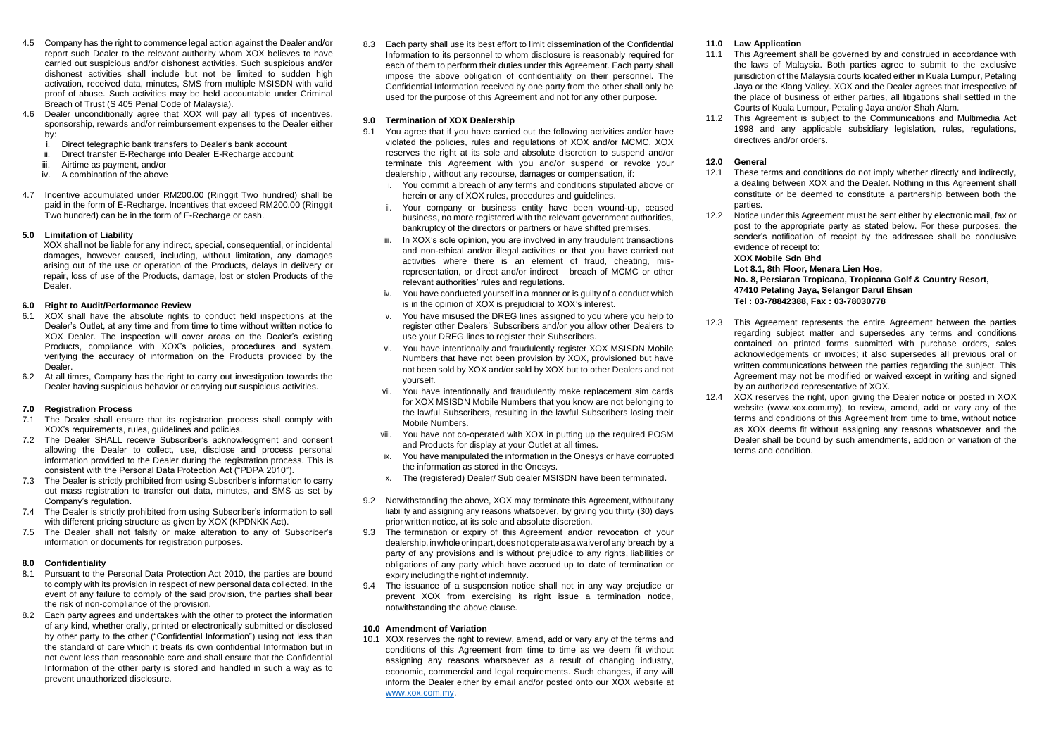4.5 Company has the right to commence legal action against the Dealer and/or report such Dealer to the relevant authority whom XOX believes to have carried out suspicious and/or dishonest activities. Such suspicious and/or dishonest activities shall include but not be limited to sudden high activation, received data, minutes, SMS from multiple MSISDN with valid proof of abuse. Such activities may be held accountable under Criminal Breach of Trust (S 405 Penal Code of Malaysia).

4.6 Dealer unconditionally agree that XOX will pay all types of incentives, sponsorship, rewards and/or reimbursement expenses to the Dealer either by:

i. Direct telegraphic bank transfers to Dealer's bank account
ii. Direct transfer E-Recharge into Dealer E-Recharge account
iii. Airtime as payment, and/or
iv. A combination of the above

4.7 Incentive accumulated under RM200.00 (Ringgit Two hundred) shall be paid in the form of E-Recharge. Incentives that exceed RM200.00 (Ringgit Two hundred) can be in the form of E-Recharge or cash.

### 5.0 Limitation of Liability

XOX shall not be liable for any indirect, special, consequential, or incidental damages, however caused, including, without limitation, any damages arising out of the use or operation of the Products, delays in delivery or repair, loss of use of the Products, damage, lost or stolen Products of the Dealer.

### 6.0 Right to Audit/Performance Review

6.1 XOX shall have the absolute rights to conduct field inspections at the Dealer's Outlet, at any time and from time to time without written notice to XOX Dealer. The inspection will cover areas on the Dealer's existing Products, compliance with XOX's policies, procedures and system, verifying the accuracy of information on the Products provided by the Dealer.

6.2 At all times, Company has the right to carry out investigation towards the Dealer having suspicious behavior or carrying out suspicious activities.

### 7.0 Registration Process

7.1 The Dealer shall ensure that its registration process shall comply with XOX's requirements, rules, guidelines and policies.

7.2 The Dealer SHALL receive Subscriber's acknowledgment and consent allowing the Dealer to collect, use, disclose and process personal information provided to the Dealer during the registration process. This is consistent with the Personal Data Protection Act ("PDPA 2010").

7.3 The Dealer is strictly prohibited from using Subscriber's information to carry out mass registration to transfer out data, minutes, and SMS as set by Company's regulation.

7.4 The Dealer is strictly prohibited from using Subscriber's information to sell with different pricing structure as given by XOX (KPDNKK Act).

7.5 The Dealer shall not falsify or make alteration to any of Subscriber's information or documents for registration purposes.

### 8.0 Confidentiality

8.1 Pursuant to the Personal Data Protection Act 2010, the parties are bound to comply with its provision in respect of new personal data collected. In the event of any failure to comply of the said provision, the parties shall bear the risk of non-compliance of the provision.

8.2 Each party agrees and undertakes with the other to protect the information of any kind, whether orally, printed or electronically submitted or disclosed by other party to the other ("Confidential Information") using not less than the standard of care which it treats its own confidential Information but in not event less than reasonable care and shall ensure that the Confidential Information of the other party is stored and handled in such a way as to prevent unauthorized disclosure.

8.3 Each party shall use its best effort to limit dissemination of the Confidential Information to its personnel to whom disclosure is reasonably required for each of them to perform their duties under this Agreement. Each party shall impose the above obligation of confidentiality on their personnel. The Confidential Information received by one party from the other shall only be used for the purpose of this Agreement and not for any other purpose.

### 9.0 Termination of XOX Dealership

9.1 You agree that if you have carried out the following activities and/or have violated the policies, rules and regulations of XOX and/or MCMC, XOX reserves the right at its sole and absolute discretion to suspend and/or terminate this Agreement with you and/or suspend or revoke your dealership , without any recourse, damages or compensation, if:

i. You commit a breach of any terms and conditions stipulated above or herein or any of XOX rules, procedures and guidelines.
ii. Your company or business entity have been wound-up, ceased business, no more registered with the relevant government authorities, bankruptcy of the directors or partners or have shifted premises.
iii. In XOX's sole opinion, you are involved in any fraudulent transactions and non-ethical and/or illegal activities or that you have carried out activities where there is an element of fraud, cheating, mis-representation, or direct and/or indirect breach of MCMC or other relevant authorities' rules and regulations.
iv. You have conducted yourself in a manner or is guilty of a conduct which is in the opinion of XOX is prejudicial to XOX's interest.
v. You have misused the DREG lines assigned to you where you help to register other Dealers' Subscribers and/or you allow other Dealers to use your DREG lines to register their Subscribers.
vi. You have intentionally and fraudulently register XOX MSISDN Mobile Numbers that have not been provision by XOX, provisioned but have not been sold by XOX and/or sold by XOX but to other Dealers and not yourself.
vii. You have intentionally and fraudulently make replacement sim cards for XOX MSISDN Mobile Numbers that you know are not belonging to the lawful Subscribers, resulting in the lawful Subscribers losing their Mobile Numbers.
viii. You have not co-operated with XOX in putting up the required POSM and Products for display at your Outlet at all times.
ix. You have manipulated the information in the Onesys or have corrupted the information as stored in the Onesys.
x. The (registered) Dealer/ Sub dealer MSISDN have been terminated.

9.2 Notwithstanding the above, XOX may terminate this Agreement, without any liability and assigning any reasons whatsoever, by giving you thirty (30) days prior written notice, at its sole and absolute discretion.

9.3 The termination or expiry of this Agreement and/or revocation of your dealership, in whole or in part, does not operate as a waiver of any breach by a party of any provisions and is without prejudice to any rights, liabilities or obligations of any party which have accrued up to date of termination or expiry including the right of indemnity.

9.4 The issuance of a suspension notice shall not in any way prejudice or prevent XOX from exercising its right issue a termination notice, notwithstanding the above clause.

### 10.0 Amendment of Variation

10.1 XOX reserves the right to review, amend, add or vary any of the terms and conditions of this Agreement from time to time as we deem fit without assigning any reasons whatsoever as a result of changing industry, economic, commercial and legal requirements. Such changes, if any will inform the Dealer either by email and/or posted onto our XOX website at www.xox.com.my.

### 11.0 Law Application

11.1 This Agreement shall be governed by and construed in accordance with the laws of Malaysia. Both parties agree to submit to the exclusive jurisdiction of the Malaysia courts located either in Kuala Lumpur, Petaling Jaya or the Klang Valley. XOX and the Dealer agrees that irrespective of the place of business of either parties, all litigations shall settled in the Courts of Kuala Lumpur, Petaling Jaya and/or Shah Alam.

11.2 This Agreement is subject to the Communications and Multimedia Act 1998 and any applicable subsidiary legislation, rules, regulations, directives and/or orders.

### 12.0 General

12.1 These terms and conditions do not imply whether directly and indirectly, a dealing between XOX and the Dealer. Nothing in this Agreement shall constitute or be deemed to constitute a partnership between both the parties.

12.2 Notice under this Agreement must be sent either by electronic mail, fax or post to the appropriate party as stated below. For these purposes, the sender's notification of receipt by the addressee shall be conclusive evidence of receipt to:

**XOX Mobile Sdn Bhd**
**Lot 8.1, 8th Floor, Menara Lien Hoe,**
**No. 8, Persiaran Tropicana, Tropicana Golf & Country Resort,**
**47410 Petaling Jaya, Selangor Darul Ehsan**
**Tel : 03-78842388, Fax : 03-78030778**

12.3 This Agreement represents the entire Agreement between the parties regarding subject matter and supersedes any terms and conditions contained on printed forms submitted with purchase orders, sales acknowledgements or invoices; it also supersedes all previous oral or written communications between the parties regarding the subject. This Agreement may not be modified or waived except in writing and signed by an authorized representative of XOX.

12.4 XOX reserves the right, upon giving the Dealer notice or posted in XOX website (www.xox.com.my), to review, amend, add or vary any of the terms and conditions of this Agreement from time to time, without notice as XOX deems fit without assigning any reasons whatsoever and the Dealer shall be bound by such amendments, addition or variation of the terms and condition.